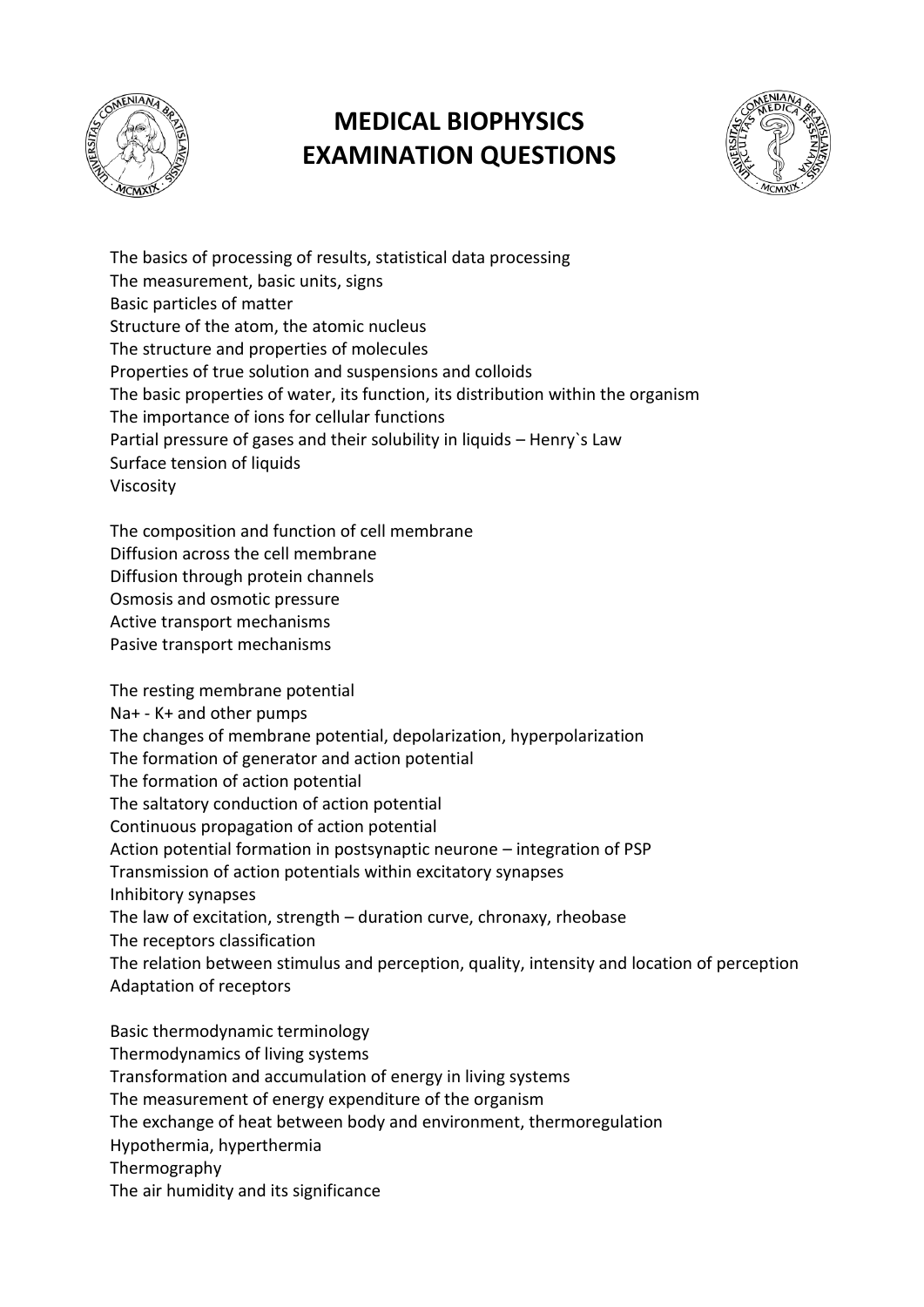# MEDICAL BIOPHYSICS EXAMINATION QUESTIONS

The basics of processing of results, statistical data processing
The measurement, basic units, signs
Basic particles of matter
Structure of the atom, the atomic nucleus
The structure and properties of molecules
Properties of true solution and suspensions and colloids
The basic properties of water, its function, its distribution within the organism
The importance of ions for cellular functions
Partial pressure of gases and their solubility in liquids – Henry`s Law
Surface tension of liquids
Viscosity

The composition and function of cell membrane
Diffusion across the cell membrane
Diffusion through protein channels
Osmosis and osmotic pressure
Active transport mechanisms
Pasive transport mechanisms

The resting membrane potential
$Na^+$ - $K^+$ and other pumps
The changes of membrane potential, depolarization, hyperpolarization
The formation of generator and action potential
The formation of action potential
The saltatory conduction of action potential
Continuous propagation of action potential
Action potential formation in postsynaptic neurone – integration of PSP
Transmission of action potentials within excitatory synapses
Inhibitory synapses
The law of excitation, strength – duration curve, chronaxy, rheobase
The receptors classification
The relation between stimulus and perception, quality, intensity and location of perception
Adaptation of receptors

Basic thermodynamic terminology
Thermodynamics of living systems
Transformation and accumulation of energy in living systems
The measurement of energy expenditure of the organism
The exchange of heat between body and environment, thermoregulation
Hypothermia, hyperthermia
Thermography
The air humidity and its significance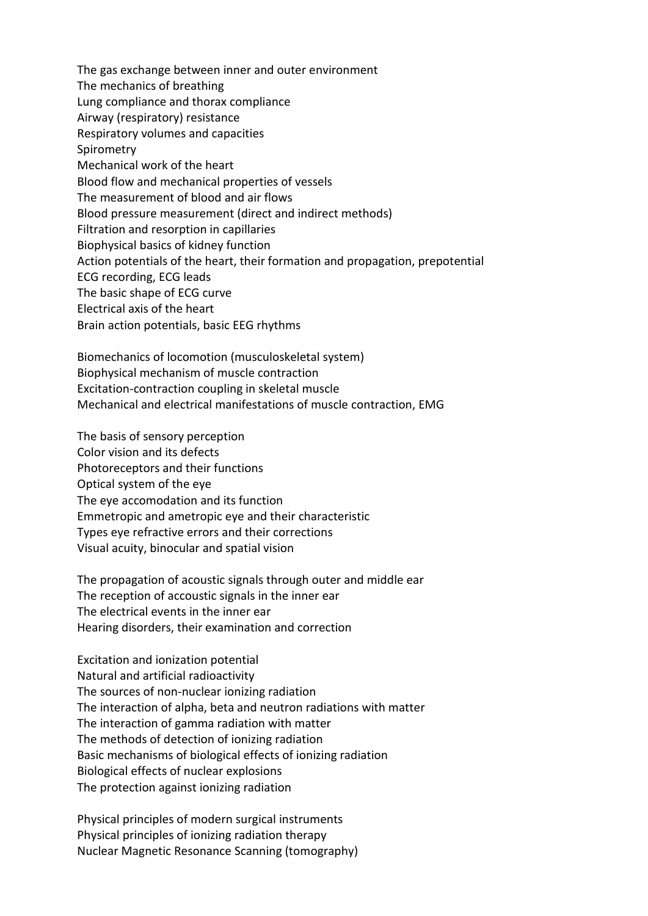The gas exchange between inner and outer environment
The mechanics of breathing
Lung compliance and thorax compliance
Airway (respiratory) resistance
Respiratory volumes and capacities
Spirometry
Mechanical work of the heart
Blood flow and mechanical properties of vessels
The measurement of blood and air flows
Blood pressure measurement (direct and indirect methods)
Filtration and resorption in capillaries
Biophysical basics of kidney function
Action potentials of the heart, their formation and propagation, prepotential
ECG recording, ECG leads
The basic shape of ECG curve
Electrical axis of the heart
Brain action potentials, basic EEG rhythms

Biomechanics of locomotion (musculoskeletal system)
Biophysical mechanism of muscle contraction
Excitation-contraction coupling in skeletal muscle
Mechanical and electrical manifestations of muscle contraction, EMG

The basis of sensory perception
Color vision and its defects
Photoreceptors and their functions
Optical system of the eye
The eye accomodation and its function
Emmetropic and ametropic eye and their characteristic
Types eye refractive errors and their corrections
Visual acuity, binocular and spatial vision

The propagation of acoustic signals through outer and middle ear
The reception of accoustic signals in the inner ear
The electrical events in the inner ear
Hearing disorders, their examination and correction

Excitation and ionization potential
Natural and artificial radioactivity
The sources of non-nuclear ionizing radiation
The interaction of alpha, beta and neutron radiations with matter
The interaction of gamma radiation with matter
The methods of detection of ionizing radiation
Basic mechanisms of biological effects of ionizing radiation
Biological effects of nuclear explosions
The protection against ionizing radiation

Physical principles of modern surgical instruments
Physical principles of ionizing radiation therapy
Nuclear Magnetic Resonance Scanning (tomography)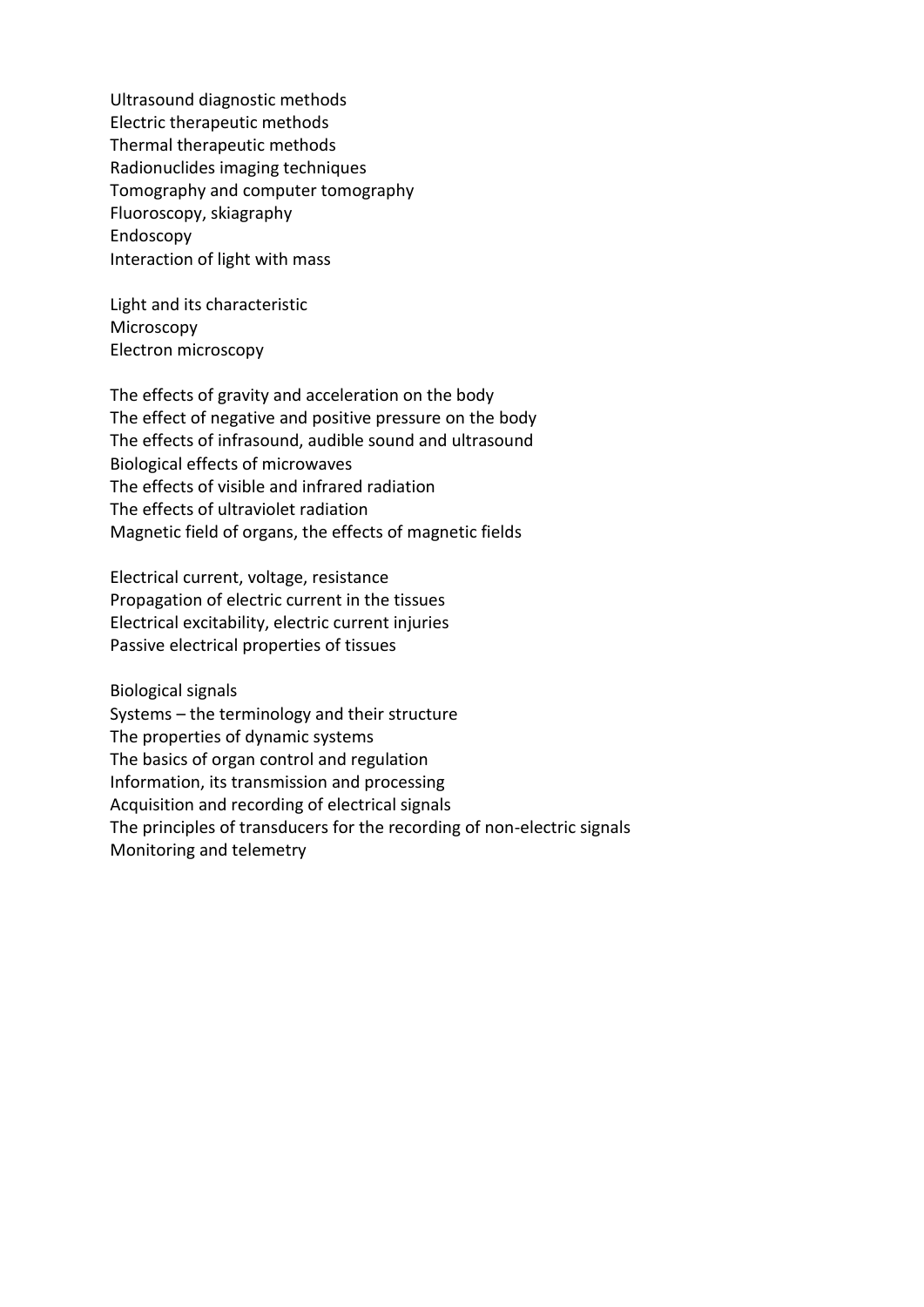Ultrasound diagnostic methods
Electric therapeutic methods
Thermal therapeutic methods
Radionuclides imaging techniques
Tomography and computer tomography
Fluoroscopy, skiagraphy
Endoscopy
Interaction of light with mass

Light and its characteristic
Microscopy
Electron microscopy

The effects of gravity and acceleration on the body
The effect of negative and positive pressure on the body
The effects of infrasound, audible sound and ultrasound
Biological effects of microwaves
The effects of visible and infrared radiation
The effects of ultraviolet radiation
Magnetic field of organs, the effects of magnetic fields

Electrical current, voltage, resistance
Propagation of electric current in the tissues
Electrical excitability, electric current injuries
Passive electrical properties of tissues

Biological signals
Systems – the terminology and their structure
The properties of dynamic systems
The basics of organ control and regulation
Information, its transmission and processing
Acquisition and recording of electrical signals
The principles of transducers for the recording of non-electric signals
Monitoring and telemetry